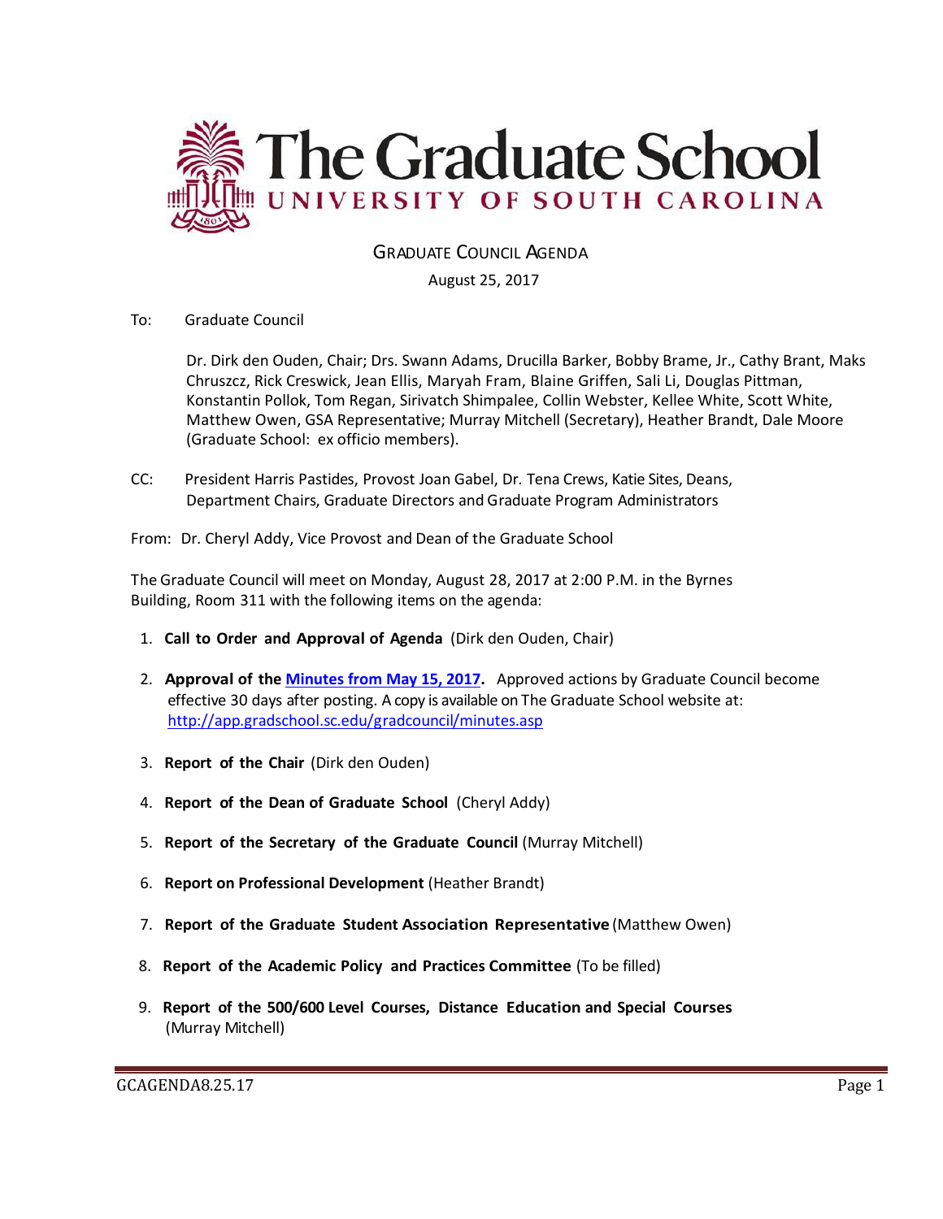# The Graduate School
## UNIVERSITY OF SOUTH CAROLINA

GRADUATE COUNCIL AGENDA

August 25, 2017

To: Graduate Council

Dr. Dirk den Ouden, Chair; Drs. Swann Adams, Drucilla Barker, Bobby Brame, Jr., Cathy Brant, Maks Chruszcz, Rick Creswick, Jean Ellis, Maryah Fram, Blaine Griffen, Sali Li, Douglas Pittman, Konstantin Pollok, Tom Regan, Sirivatch Shimpalee, Collin Webster, Kellee White, Scott White, Matthew Owen, GSA Representative; Murray Mitchell (Secretary), Heather Brandt, Dale Moore (Graduate School: ex officio members).

CC: President Harris Pastides, Provost Joan Gabel, Dr. Tena Crews, Katie Sites, Deans, Department Chairs, Graduate Directors and Graduate Program Administrators

From: Dr. Cheryl Addy, Vice Provost and Dean of the Graduate School

The Graduate Council will meet on Monday, August 28, 2017 at 2:00 P.M. in the Byrnes Building, Room 311 with the following items on the agenda:

1. **Call to Order and Approval of Agenda** (Dirk den Ouden, Chair)
2. **Approval of the Minutes from May 15, 2017.** Approved actions by Graduate Council become effective 30 days after posting. A copy is available on The Graduate School website at: http://app.gradschool.sc.edu/gradcouncil/minutes.asp
3. **Report of the Chair** (Dirk den Ouden)
4. **Report of the Dean of Graduate School** (Cheryl Addy)
5. **Report of the Secretary of the Graduate Council** (Murray Mitchell)
6. **Report on Professional Development** (Heather Brandt)
7. **Report of the Graduate Student Association Representative** (Matthew Owen)
8. **Report of the Academic Policy and Practices Committee** (To be filled)
9. **Report of the 500/600 Level Courses, Distance Education and Special Courses** (Murray Mitchell)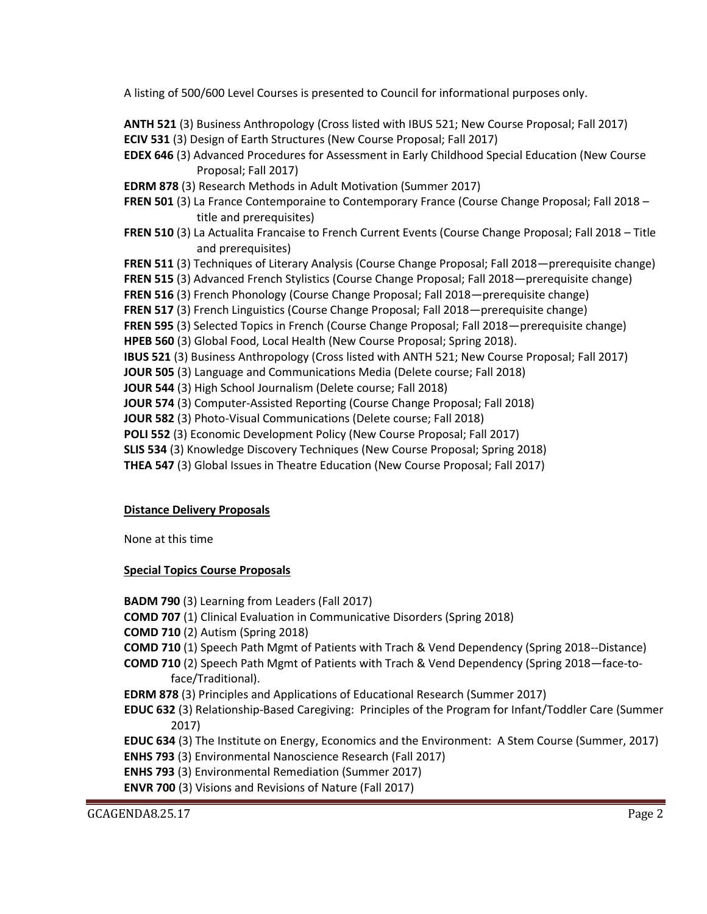A listing of 500/600 Level Courses is presented to Council for informational purposes only.

**ANTH 521** (3) Business Anthropology (Cross listed with IBUS 521; New Course Proposal; Fall 2017)
**ECIV 531** (3) Design of Earth Structures (New Course Proposal; Fall 2017)
**EDEX 646** (3) Advanced Procedures for Assessment in Early Childhood Special Education (New Course Proposal; Fall 2017)
**EDRM 878** (3) Research Methods in Adult Motivation (Summer 2017)
**FREN 501** (3) La France Contemporaine to Contemporary France (Course Change Proposal; Fall 2018 – title and prerequisites)
**FREN 510** (3) La Actualita Francaise to French Current Events (Course Change Proposal; Fall 2018 – Title and prerequisites)
**FREN 511** (3) Techniques of Literary Analysis (Course Change Proposal; Fall 2018—prerequisite change)
**FREN 515** (3) Advanced French Stylistics (Course Change Proposal; Fall 2018—prerequisite change)
**FREN 516** (3) French Phonology (Course Change Proposal; Fall 2018—prerequisite change)
**FREN 517** (3) French Linguistics (Course Change Proposal; Fall 2018—prerequisite change)
**FREN 595** (3) Selected Topics in French (Course Change Proposal; Fall 2018—prerequisite change)
**HPEB 560** (3) Global Food, Local Health (New Course Proposal; Spring 2018).
**IBUS 521** (3) Business Anthropology (Cross listed with ANTH 521; New Course Proposal; Fall 2017)
**JOUR 505** (3) Language and Communications Media (Delete course; Fall 2018)
**JOUR 544** (3) High School Journalism (Delete course; Fall 2018)
**JOUR 574** (3) Computer-Assisted Reporting (Course Change Proposal; Fall 2018)
**JOUR 582** (3) Photo-Visual Communications (Delete course; Fall 2018)
**POLI 552** (3) Economic Development Policy (New Course Proposal; Fall 2017)
**SLIS 534** (3) Knowledge Discovery Techniques (New Course Proposal; Spring 2018)
**THEA 547** (3) Global Issues in Theatre Education (New Course Proposal; Fall 2017)

**Distance Delivery Proposals**

None at this time

**Special Topics Course Proposals**

**BADM 790** (3) Learning from Leaders (Fall 2017)
**COMD 707** (1) Clinical Evaluation in Communicative Disorders (Spring 2018)
**COMD 710** (2) Autism (Spring 2018)
**COMD 710** (1) Speech Path Mgmt of Patients with Trach & Vend Dependency (Spring 2018--Distance)
**COMD 710** (2) Speech Path Mgmt of Patients with Trach & Vend Dependency (Spring 2018—face-to-face/Traditional).
**EDRM 878** (3) Principles and Applications of Educational Research (Summer 2017)
**EDUC 632** (3) Relationship-Based Caregiving: Principles of the Program for Infant/Toddler Care (Summer 2017)
**EDUC 634** (3) The Institute on Energy, Economics and the Environment: A Stem Course (Summer, 2017)
**ENHS 793** (3) Environmental Nanoscience Research (Fall 2017)
**ENHS 793** (3) Environmental Remediation (Summer 2017)
**ENVR 700** (3) Visions and Revisions of Nature (Fall 2017)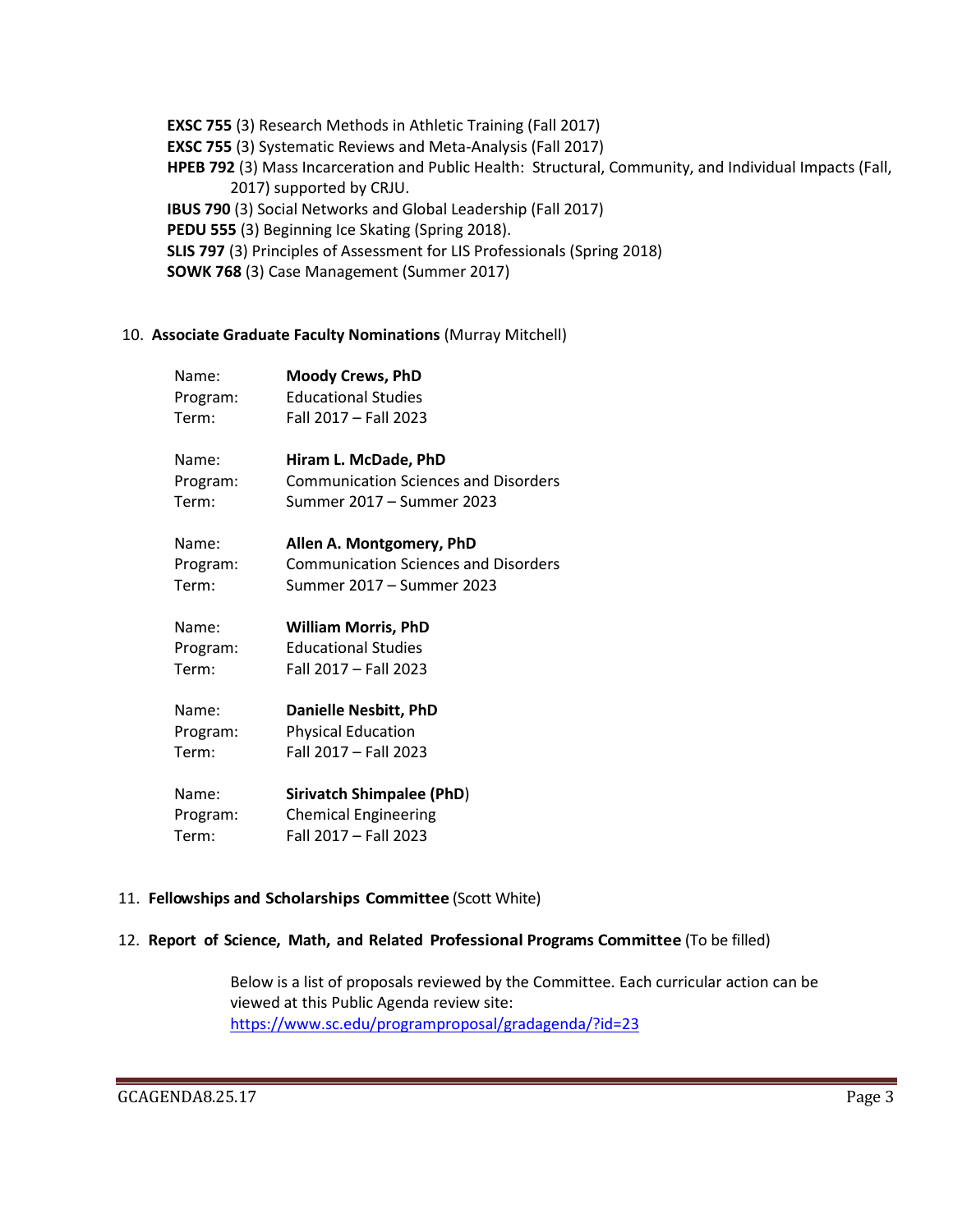**EXSC 755** (3) Research Methods in Athletic Training (Fall 2017)
**EXSC 755** (3) Systematic Reviews and Meta-Analysis (Fall 2017)
**HPEB 792** (3) Mass Incarceration and Public Health: Structural, Community, and Individual Impacts (Fall, 2017) supported by CRJU.
**IBUS 790** (3) Social Networks and Global Leadership (Fall 2017)
**PEDU 555** (3) Beginning Ice Skating (Spring 2018).
**SLIS 797** (3) Principles of Assessment for LIS Professionals (Spring 2018)
**SOWK 768** (3) Case Management (Summer 2017)

10. **Associate Graduate Faculty Nominations** (Murray Mitchell)

Name: **Moody Crews, PhD**
Program: Educational Studies
Term: Fall 2017 – Fall 2023

Name: **Hiram L. McDade, PhD**
Program: Communication Sciences and Disorders
Term: Summer 2017 – Summer 2023

Name: **Allen A. Montgomery, PhD**
Program: Communication Sciences and Disorders
Term: Summer 2017 – Summer 2023

Name: **William Morris, PhD**
Program: Educational Studies
Term: Fall 2017 – Fall 2023

Name: **Danielle Nesbitt, PhD**
Program: Physical Education
Term: Fall 2017 – Fall 2023

Name: **Sirivatch Shimpalee (PhD**)
Program: Chemical Engineering
Term: Fall 2017 – Fall 2023

11. **Fellowships and Scholarships Committee** (Scott White)

12. **Report of Science, Math, and Related Professional Programs Committee** (To be filled)

Below is a list of proposals reviewed by the Committee. Each curricular action can be viewed at this Public Agenda review site:
https://www.sc.edu/programproposal/gradagenda/?id=23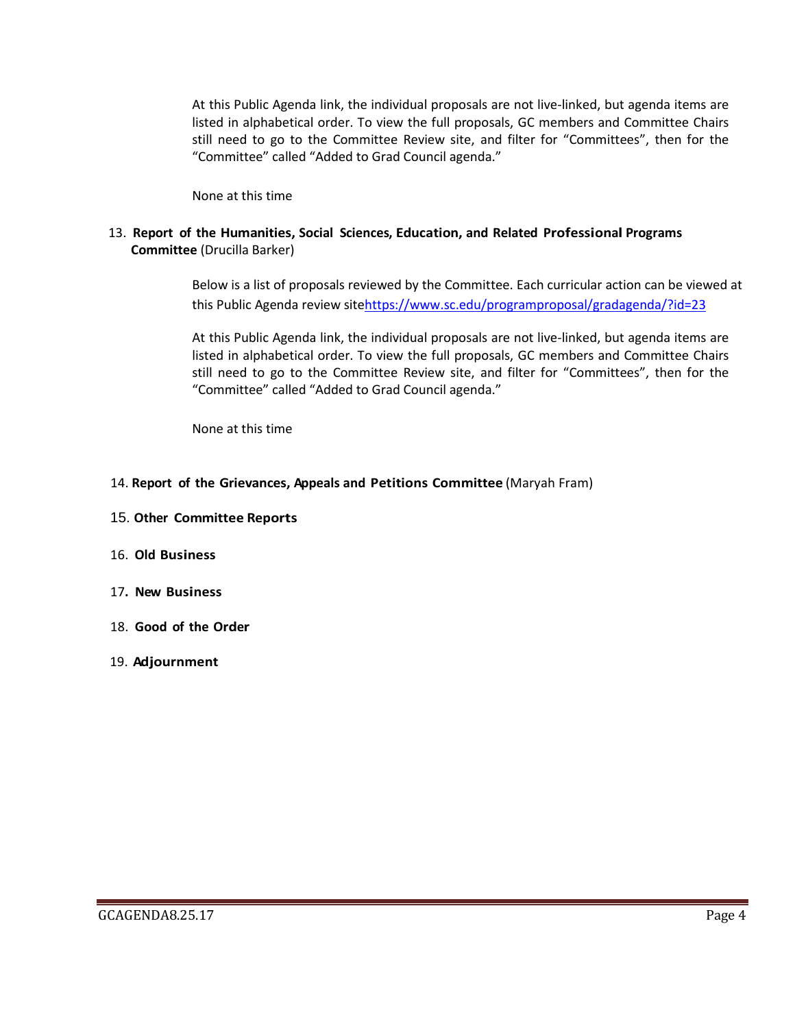At this Public Agenda link, the individual proposals are not live-linked, but agenda items are listed in alphabetical order. To view the full proposals, GC members and Committee Chairs still need to go to the Committee Review site, and filter for "Committees", then for the "Committee" called "Added to Grad Council agenda."

None at this time

13. **Report of the Humanities, Social Sciences, Education, and Related Professional Programs Committee** (Drucilla Barker)

    Below is a list of proposals reviewed by the Committee. Each curricular action can be viewed at this Public Agenda review site https://www.sc.edu/programproposal/gradagenda/?id=23

    At this Public Agenda link, the individual proposals are not live-linked, but agenda items are listed in alphabetical order. To view the full proposals, GC members and Committee Chairs still need to go to the Committee Review site, and filter for "Committees", then for the "Committee" called "Added to Grad Council agenda."

    None at this time

14. **Report of the Grievances, Appeals and Petitions Committee** (Maryah Fram)

15. **Other Committee Reports**

16. **Old Business**

17. **New Business**

18. **Good of the Order**

19. **Adjournment**